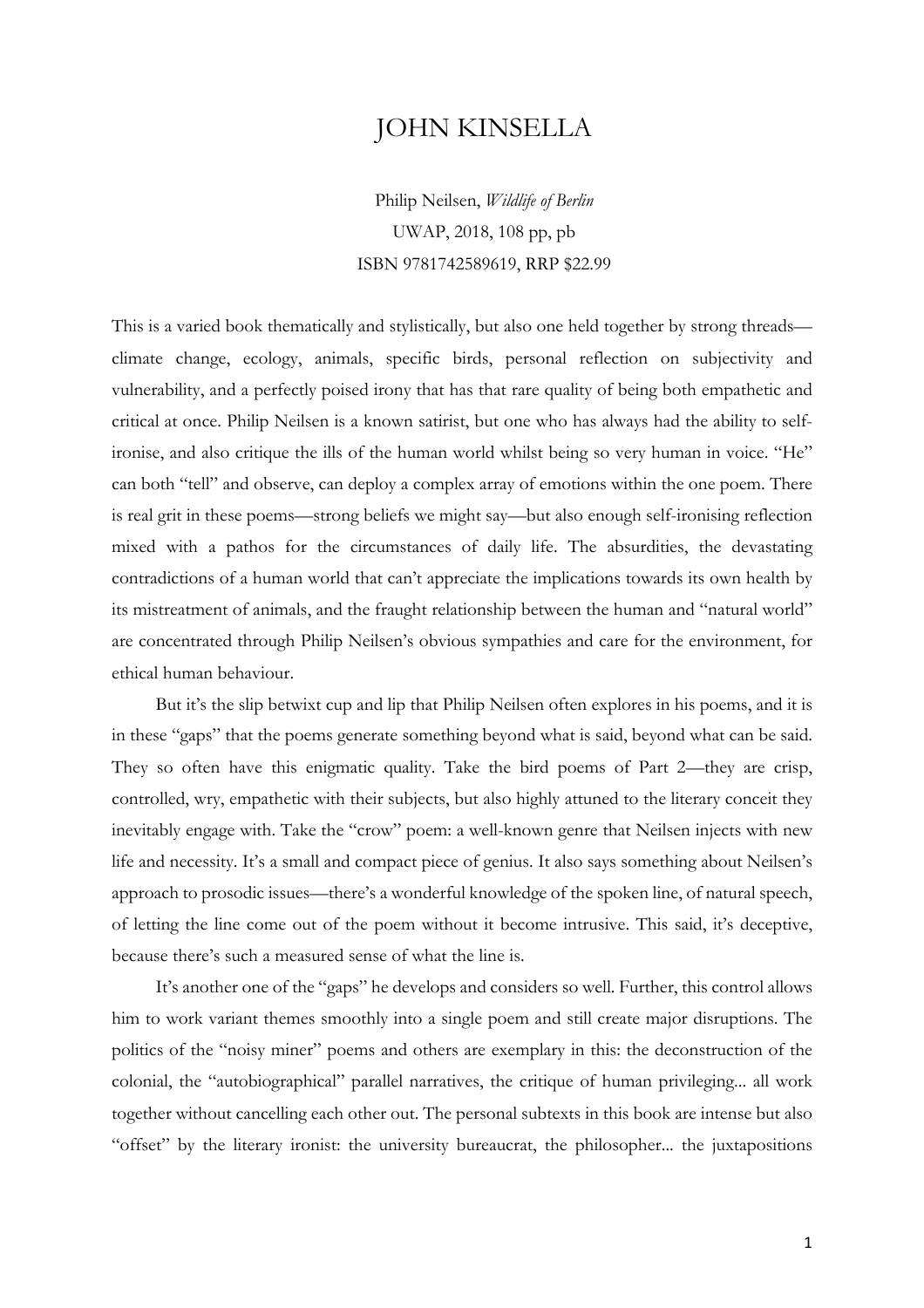# JOHN KINSELLA

Philip Neilsen, *Wildlife of Berlin*
UWAP, 2018, 108 pp, pb
ISBN 9781742589619, RRP $22.99

This is a varied book thematically and stylistically, but also one held together by strong threads—climate change, ecology, animals, specific birds, personal reflection on subjectivity and vulnerability, and a perfectly poised irony that has that rare quality of being both empathetic and critical at once. Philip Neilsen is a known satirist, but one who has always had the ability to self-ironise, and also critique the ills of the human world whilst being so very human in voice. "He" can both "tell" and observe, can deploy a complex array of emotions within the one poem. There is real grit in these poems—strong beliefs we might say—but also enough self-ironising reflection mixed with a pathos for the circumstances of daily life. The absurdities, the devastating contradictions of a human world that can't appreciate the implications towards its own health by its mistreatment of animals, and the fraught relationship between the human and "natural world" are concentrated through Philip Neilsen's obvious sympathies and care for the environment, for ethical human behaviour.

But it's the slip betwixt cup and lip that Philip Neilsen often explores in his poems, and it is in these "gaps" that the poems generate something beyond what is said, beyond what can be said. They so often have this enigmatic quality. Take the bird poems of Part 2—they are crisp, controlled, wry, empathetic with their subjects, but also highly attuned to the literary conceit they inevitably engage with. Take the "crow" poem: a well-known genre that Neilsen injects with new life and necessity. It's a small and compact piece of genius. It also says something about Neilsen's approach to prosodic issues—there's a wonderful knowledge of the spoken line, of natural speech, of letting the line come out of the poem without it become intrusive. This said, it's deceptive, because there's such a measured sense of what the line is.

It's another one of the "gaps" he develops and considers so well. Further, this control allows him to work variant themes smoothly into a single poem and still create major disruptions. The politics of the "noisy miner" poems and others are exemplary in this: the deconstruction of the colonial, the "autobiographical" parallel narratives, the critique of human privileging... all work together without cancelling each other out. The personal subtexts in this book are intense but also "offset" by the literary ironist: the university bureaucrat, the philosopher... the juxtapositions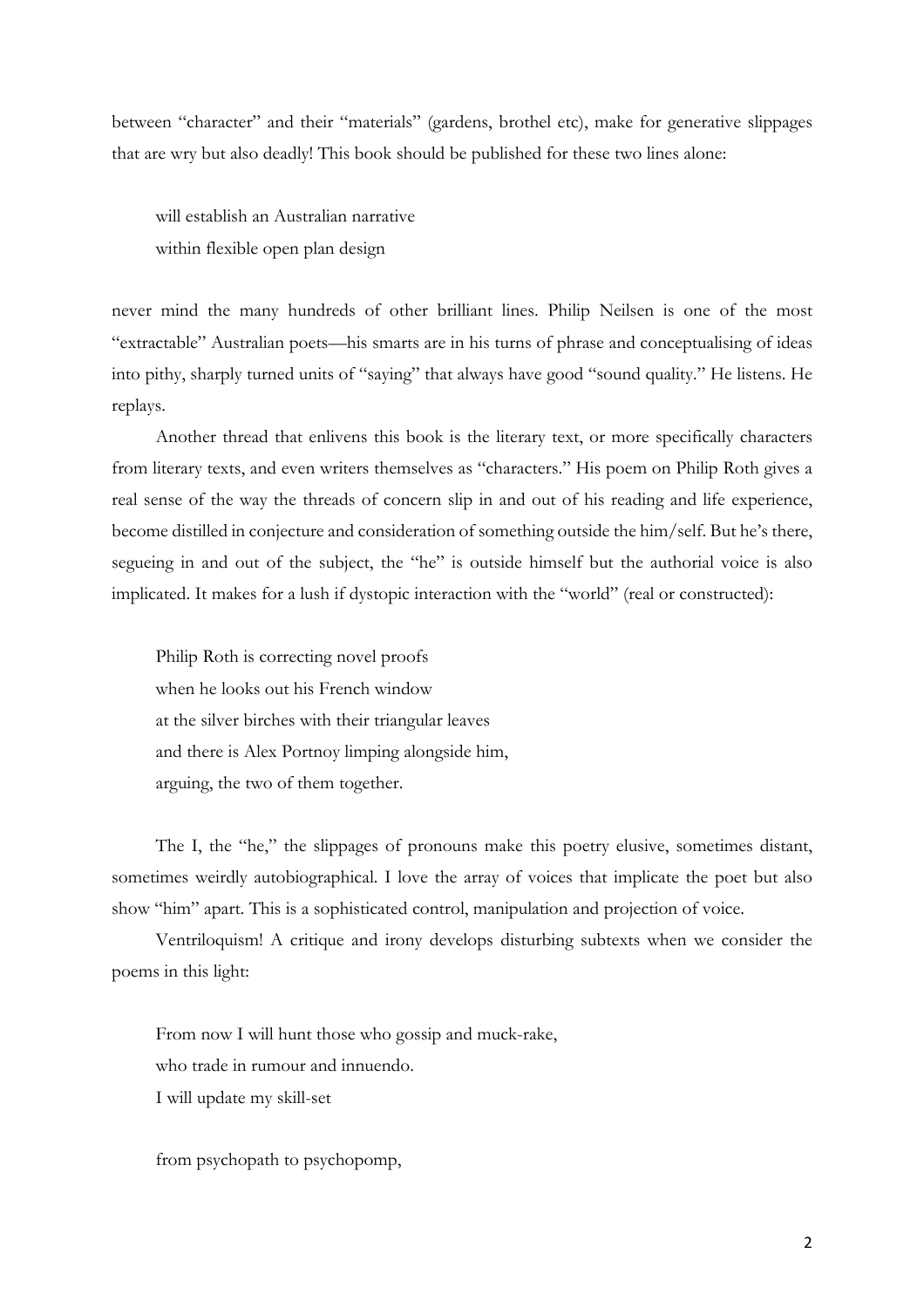between "character" and their "materials" (gardens, brothel etc), make for generative slippages that are wry but also deadly! This book should be published for these two lines alone:

> will establish an Australian narrative
> within flexible open plan design

never mind the many hundreds of other brilliant lines. Philip Neilsen is one of the most "extractable" Australian poets—his smarts are in his turns of phrase and conceptualising of ideas into pithy, sharply turned units of "saying" that always have good "sound quality." He listens. He replays.

Another thread that enlivens this book is the literary text, or more specifically characters from literary texts, and even writers themselves as "characters." His poem on Philip Roth gives a real sense of the way the threads of concern slip in and out of his reading and life experience, become distilled in conjecture and consideration of something outside the him/self. But he's there, segueing in and out of the subject, the "he" is outside himself but the authorial voice is also implicated. It makes for a lush if dystopic interaction with the "world" (real or constructed):

> Philip Roth is correcting novel proofs
> when he looks out his French window
> at the silver birches with their triangular leaves
> and there is Alex Portnoy limping alongside him,
> arguing, the two of them together.

The I, the "he," the slippages of pronouns make this poetry elusive, sometimes distant, sometimes weirdly autobiographical. I love the array of voices that implicate the poet but also show "him" apart. This is a sophisticated control, manipulation and projection of voice.

Ventriloquism! A critique and irony develops disturbing subtexts when we consider the poems in this light:

> From now I will hunt those who gossip and muck-rake,
> who trade in rumour and innuendo.
> I will update my skill-set
>
> from psychopath to psychopomp,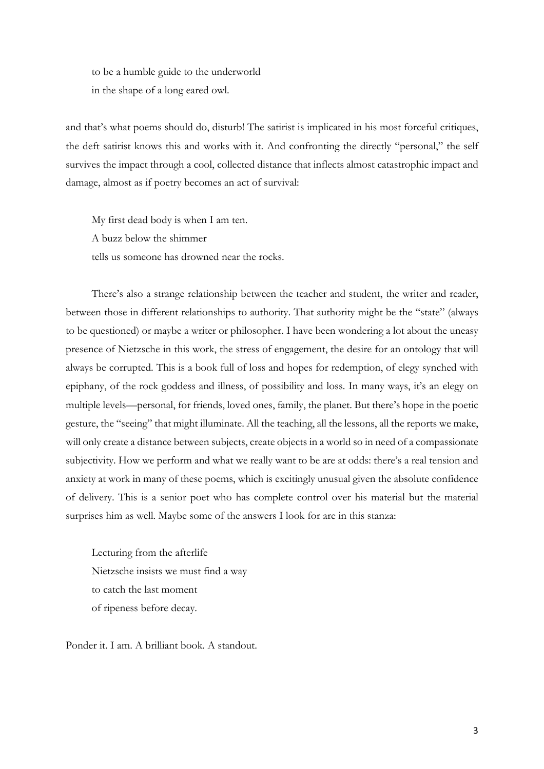> to be a humble guide to the underworld
> in the shape of a long eared owl.

and that's what poems should do, disturb! The satirist is implicated in his most forceful critiques, the deft satirist knows this and works with it. And confronting the directly "personal," the self survives the impact through a cool, collected distance that inflects almost catastrophic impact and damage, almost as if poetry becomes an act of survival:

> My first dead body is when I am ten.
> A buzz below the shimmer
> tells us someone has drowned near the rocks.

There's also a strange relationship between the teacher and student, the writer and reader, between those in different relationships to authority. That authority might be the "state" (always to be questioned) or maybe a writer or philosopher. I have been wondering a lot about the uneasy presence of Nietzsche in this work, the stress of engagement, the desire for an ontology that will always be corrupted. This is a book full of loss and hopes for redemption, of elegy synched with epiphany, of the rock goddess and illness, of possibility and loss. In many ways, it's an elegy on multiple levels—personal, for friends, loved ones, family, the planet. But there's hope in the poetic gesture, the "seeing" that might illuminate. All the teaching, all the lessons, all the reports we make, will only create a distance between subjects, create objects in a world so in need of a compassionate subjectivity. How we perform and what we really want to be are at odds: there's a real tension and anxiety at work in many of these poems, which is excitingly unusual given the absolute confidence of delivery. This is a senior poet who has complete control over his material but the material surprises him as well. Maybe some of the answers I look for are in this stanza:

> Lecturing from the afterlife
> Nietzsche insists we must find a way
> to catch the last moment
> of ripeness before decay.

Ponder it. I am. A brilliant book. A standout.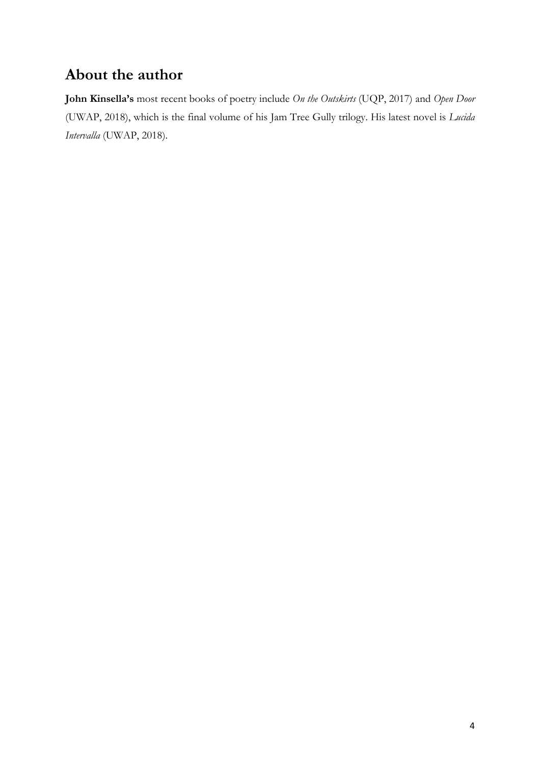## About the author

**John Kinsella's** most recent books of poetry include *On the Outskirts* (UQP, 2017) and *Open Door* (UWAP, 2018), which is the final volume of his Jam Tree Gully trilogy. His latest novel is *Lucida Intervalla* (UWAP, 2018).